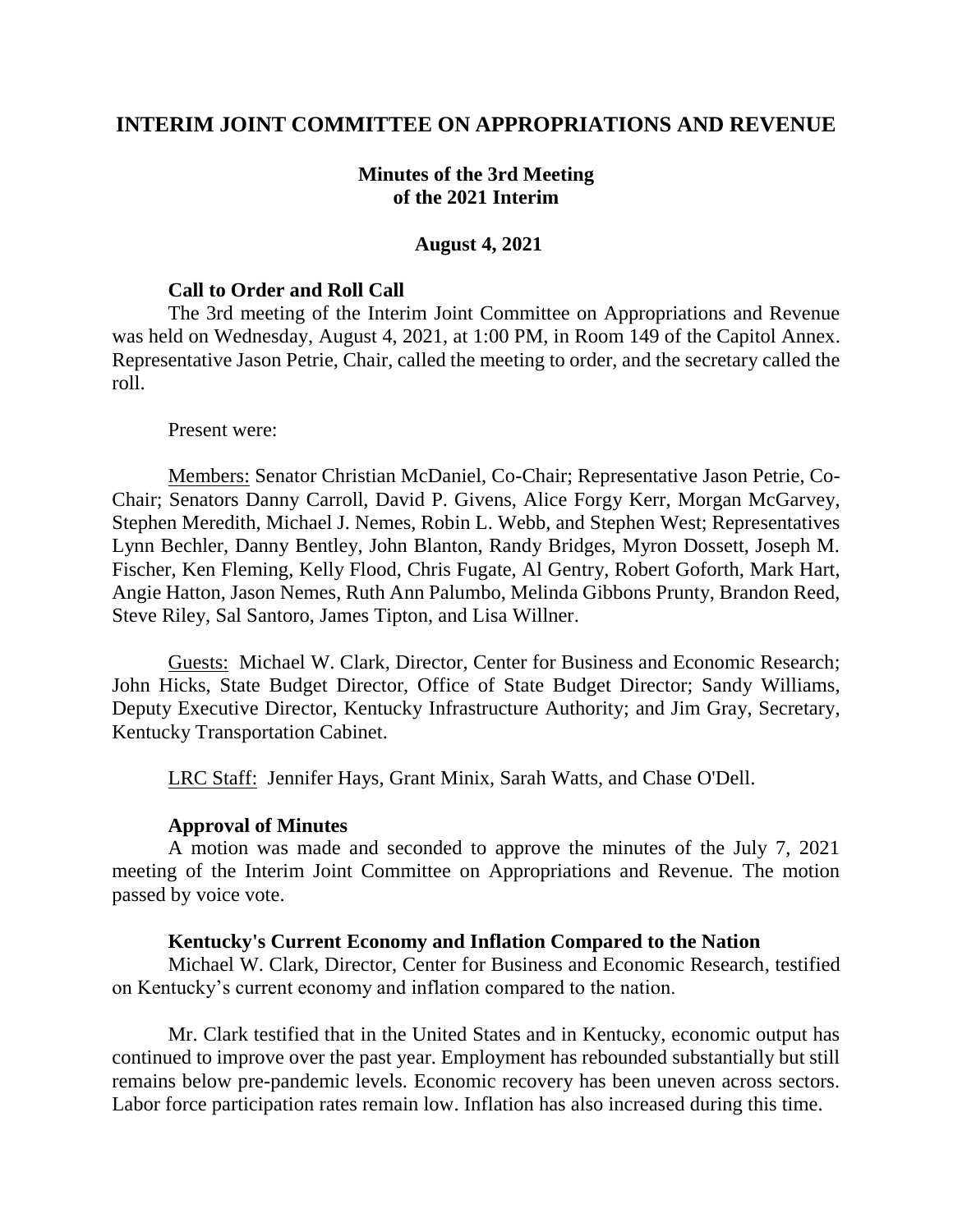# INTERIM JOINT COMMITTEE ON APPROPRIATIONS AND REVENUE

## Minutes of the 3rd Meeting of the 2021 Interim

### August 4, 2021

**Call to Order and Roll Call**

The 3rd meeting of the Interim Joint Committee on Appropriations and Revenue was held on Wednesday, August 4, 2021, at 1:00 PM, in Room 149 of the Capitol Annex. Representative Jason Petrie, Chair, called the meeting to order, and the secretary called the roll.

Present were:

Members: Senator Christian McDaniel, Co-Chair; Representative Jason Petrie, Co-Chair; Senators Danny Carroll, David P. Givens, Alice Forgy Kerr, Morgan McGarvey, Stephen Meredith, Michael J. Nemes, Robin L. Webb, and Stephen West; Representatives Lynn Bechler, Danny Bentley, John Blanton, Randy Bridges, Myron Dossett, Joseph M. Fischer, Ken Fleming, Kelly Flood, Chris Fugate, Al Gentry, Robert Goforth, Mark Hart, Angie Hatton, Jason Nemes, Ruth Ann Palumbo, Melinda Gibbons Prunty, Brandon Reed, Steve Riley, Sal Santoro, James Tipton, and Lisa Willner.

Guests: Michael W. Clark, Director, Center for Business and Economic Research; John Hicks, State Budget Director, Office of State Budget Director; Sandy Williams, Deputy Executive Director, Kentucky Infrastructure Authority; and Jim Gray, Secretary, Kentucky Transportation Cabinet.

LRC Staff: Jennifer Hays, Grant Minix, Sarah Watts, and Chase O'Dell.

**Approval of Minutes**

A motion was made and seconded to approve the minutes of the July 7, 2021 meeting of the Interim Joint Committee on Appropriations and Revenue. The motion passed by voice vote.

**Kentucky's Current Economy and Inflation Compared to the Nation**

Michael W. Clark, Director, Center for Business and Economic Research, testified on Kentucky's current economy and inflation compared to the nation.

Mr. Clark testified that in the United States and in Kentucky, economic output has continued to improve over the past year. Employment has rebounded substantially but still remains below pre-pandemic levels. Economic recovery has been uneven across sectors. Labor force participation rates remain low. Inflation has also increased during this time.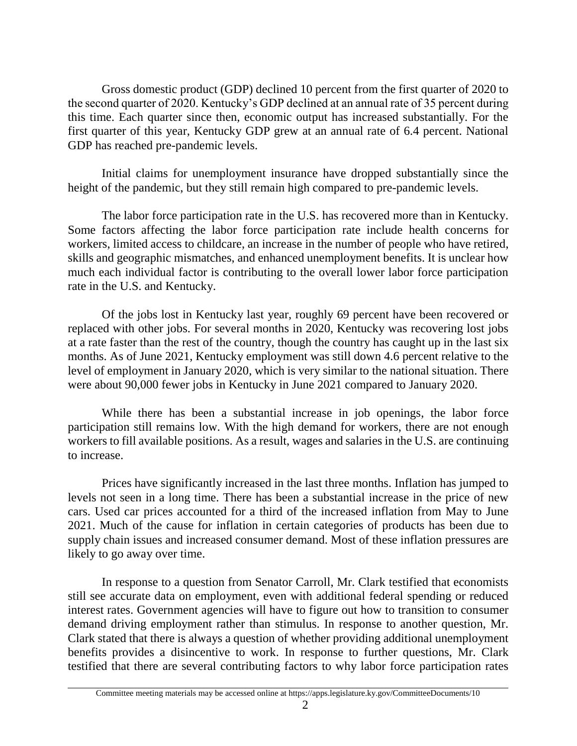Gross domestic product (GDP) declined 10 percent from the first quarter of 2020 to the second quarter of 2020. Kentucky's GDP declined at an annual rate of 35 percent during this time. Each quarter since then, economic output has increased substantially. For the first quarter of this year, Kentucky GDP grew at an annual rate of 6.4 percent. National GDP has reached pre-pandemic levels.

Initial claims for unemployment insurance have dropped substantially since the height of the pandemic, but they still remain high compared to pre-pandemic levels.

The labor force participation rate in the U.S. has recovered more than in Kentucky. Some factors affecting the labor force participation rate include health concerns for workers, limited access to childcare, an increase in the number of people who have retired, skills and geographic mismatches, and enhanced unemployment benefits. It is unclear how much each individual factor is contributing to the overall lower labor force participation rate in the U.S. and Kentucky.

Of the jobs lost in Kentucky last year, roughly 69 percent have been recovered or replaced with other jobs. For several months in 2020, Kentucky was recovering lost jobs at a rate faster than the rest of the country, though the country has caught up in the last six months. As of June 2021, Kentucky employment was still down 4.6 percent relative to the level of employment in January 2020, which is very similar to the national situation. There were about 90,000 fewer jobs in Kentucky in June 2021 compared to January 2020.

While there has been a substantial increase in job openings, the labor force participation still remains low. With the high demand for workers, there are not enough workers to fill available positions. As a result, wages and salaries in the U.S. are continuing to increase.

Prices have significantly increased in the last three months. Inflation has jumped to levels not seen in a long time. There has been a substantial increase in the price of new cars. Used car prices accounted for a third of the increased inflation from May to June 2021. Much of the cause for inflation in certain categories of products has been due to supply chain issues and increased consumer demand. Most of these inflation pressures are likely to go away over time.

In response to a question from Senator Carroll, Mr. Clark testified that economists still see accurate data on employment, even with additional federal spending or reduced interest rates. Government agencies will have to figure out how to transition to consumer demand driving employment rather than stimulus. In response to another question, Mr. Clark stated that there is always a question of whether providing additional unemployment benefits provides a disincentive to work. In response to further questions, Mr. Clark testified that there are several contributing factors to why labor force participation rates

Committee meeting materials may be accessed online at https://apps.legislature.ky.gov/CommitteeDocuments/10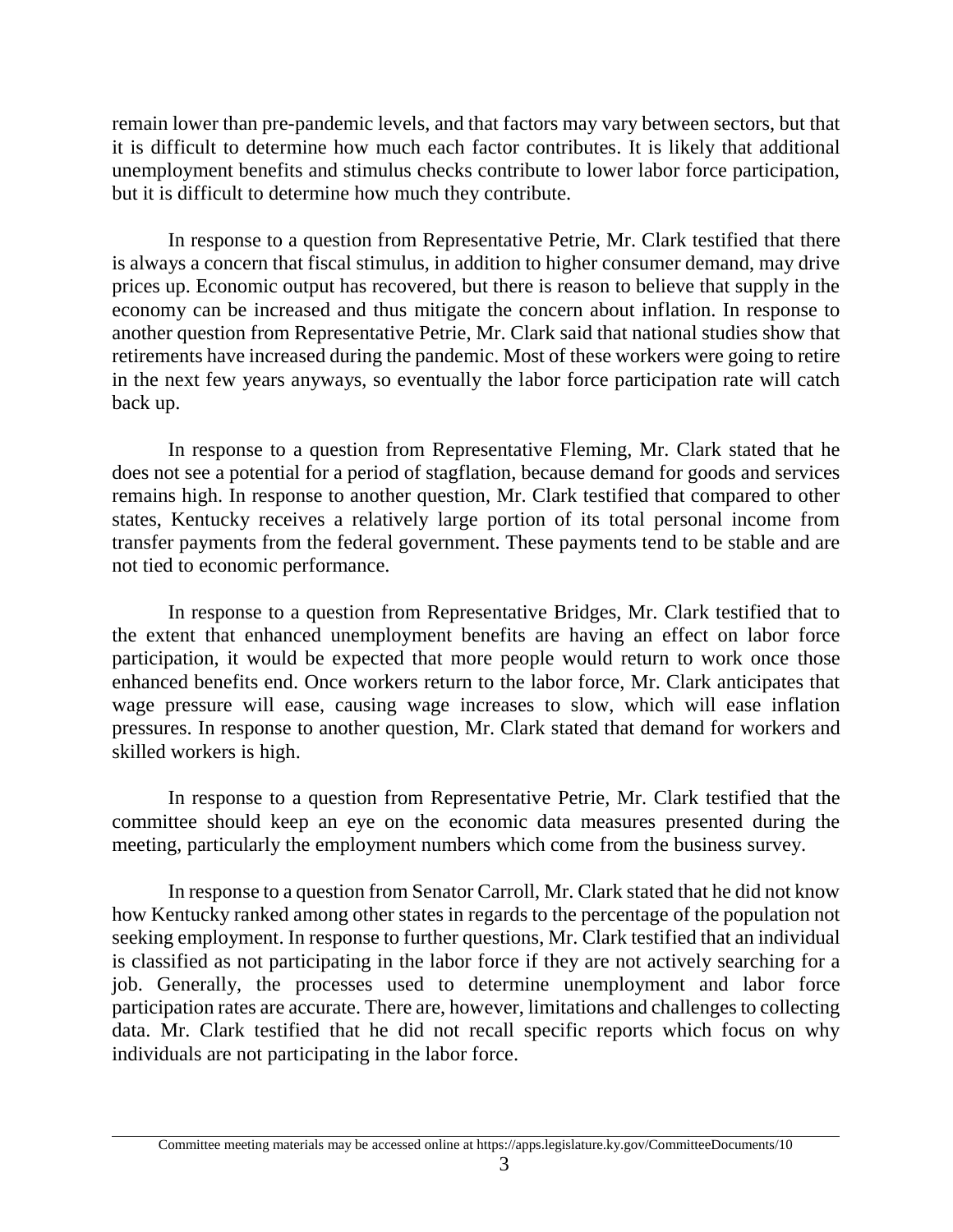remain lower than pre-pandemic levels, and that factors may vary between sectors, but that it is difficult to determine how much each factor contributes. It is likely that additional unemployment benefits and stimulus checks contribute to lower labor force participation, but it is difficult to determine how much they contribute.

In response to a question from Representative Petrie, Mr. Clark testified that there is always a concern that fiscal stimulus, in addition to higher consumer demand, may drive prices up. Economic output has recovered, but there is reason to believe that supply in the economy can be increased and thus mitigate the concern about inflation. In response to another question from Representative Petrie, Mr. Clark said that national studies show that retirements have increased during the pandemic. Most of these workers were going to retire in the next few years anyways, so eventually the labor force participation rate will catch back up.

In response to a question from Representative Fleming, Mr. Clark stated that he does not see a potential for a period of stagflation, because demand for goods and services remains high. In response to another question, Mr. Clark testified that compared to other states, Kentucky receives a relatively large portion of its total personal income from transfer payments from the federal government. These payments tend to be stable and are not tied to economic performance.

In response to a question from Representative Bridges, Mr. Clark testified that to the extent that enhanced unemployment benefits are having an effect on labor force participation, it would be expected that more people would return to work once those enhanced benefits end. Once workers return to the labor force, Mr. Clark anticipates that wage pressure will ease, causing wage increases to slow, which will ease inflation pressures. In response to another question, Mr. Clark stated that demand for workers and skilled workers is high.

In response to a question from Representative Petrie, Mr. Clark testified that the committee should keep an eye on the economic data measures presented during the meeting, particularly the employment numbers which come from the business survey.

In response to a question from Senator Carroll, Mr. Clark stated that he did not know how Kentucky ranked among other states in regards to the percentage of the population not seeking employment. In response to further questions, Mr. Clark testified that an individual is classified as not participating in the labor force if they are not actively searching for a job. Generally, the processes used to determine unemployment and labor force participation rates are accurate. There are, however, limitations and challenges to collecting data. Mr. Clark testified that he did not recall specific reports which focus on why individuals are not participating in the labor force.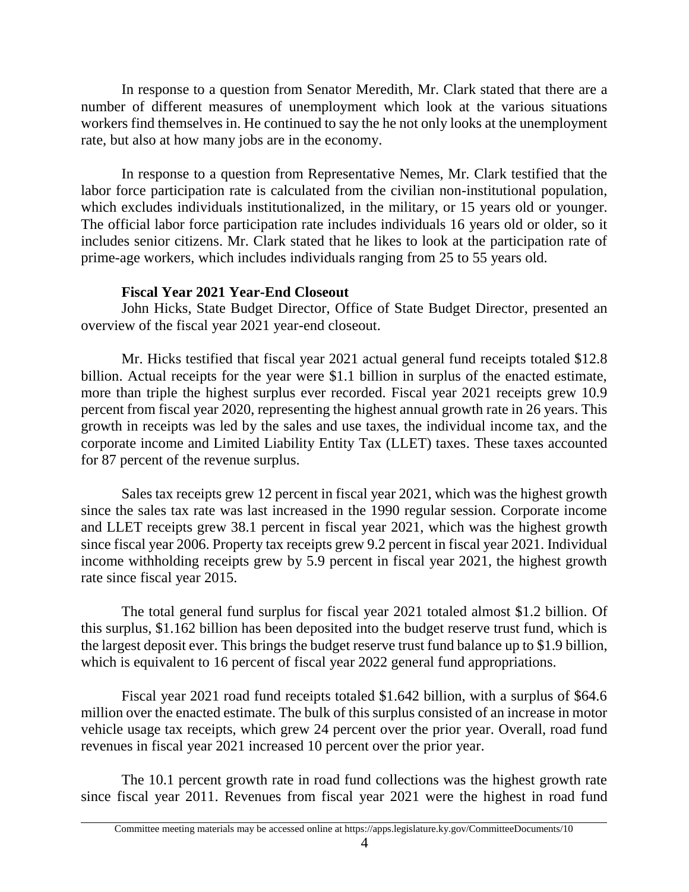In response to a question from Senator Meredith, Mr. Clark stated that there are a number of different measures of unemployment which look at the various situations workers find themselves in. He continued to say the he not only looks at the unemployment rate, but also at how many jobs are in the economy.

In response to a question from Representative Nemes, Mr. Clark testified that the labor force participation rate is calculated from the civilian non-institutional population, which excludes individuals institutionalized, in the military, or 15 years old or younger. The official labor force participation rate includes individuals 16 years old or older, so it includes senior citizens. Mr. Clark stated that he likes to look at the participation rate of prime-age workers, which includes individuals ranging from 25 to 55 years old.

**Fiscal Year 2021 Year-End Closeout**

John Hicks, State Budget Director, Office of State Budget Director, presented an overview of the fiscal year 2021 year-end closeout.

Mr. Hicks testified that fiscal year 2021 actual general fund receipts totaled $12.8 billion. Actual receipts for the year were $1.1 billion in surplus of the enacted estimate, more than triple the highest surplus ever recorded. Fiscal year 2021 receipts grew 10.9 percent from fiscal year 2020, representing the highest annual growth rate in 26 years. This growth in receipts was led by the sales and use taxes, the individual income tax, and the corporate income and Limited Liability Entity Tax (LLET) taxes. These taxes accounted for 87 percent of the revenue surplus.

Sales tax receipts grew 12 percent in fiscal year 2021, which was the highest growth since the sales tax rate was last increased in the 1990 regular session. Corporate income and LLET receipts grew 38.1 percent in fiscal year 2021, which was the highest growth since fiscal year 2006. Property tax receipts grew 9.2 percent in fiscal year 2021. Individual income withholding receipts grew by 5.9 percent in fiscal year 2021, the highest growth rate since fiscal year 2015.

The total general fund surplus for fiscal year 2021 totaled almost $1.2 billion. Of this surplus, $1.162 billion has been deposited into the budget reserve trust fund, which is the largest deposit ever. This brings the budget reserve trust fund balance up to $1.9 billion, which is equivalent to 16 percent of fiscal year 2022 general fund appropriations.

Fiscal year 2021 road fund receipts totaled $1.642 billion, with a surplus of $64.6 million over the enacted estimate. The bulk of this surplus consisted of an increase in motor vehicle usage tax receipts, which grew 24 percent over the prior year. Overall, road fund revenues in fiscal year 2021 increased 10 percent over the prior year.

The 10.1 percent growth rate in road fund collections was the highest growth rate since fiscal year 2011. Revenues from fiscal year 2021 were the highest in road fund

Committee meeting materials may be accessed online at https://apps.legislature.ky.gov/CommitteeDocuments/10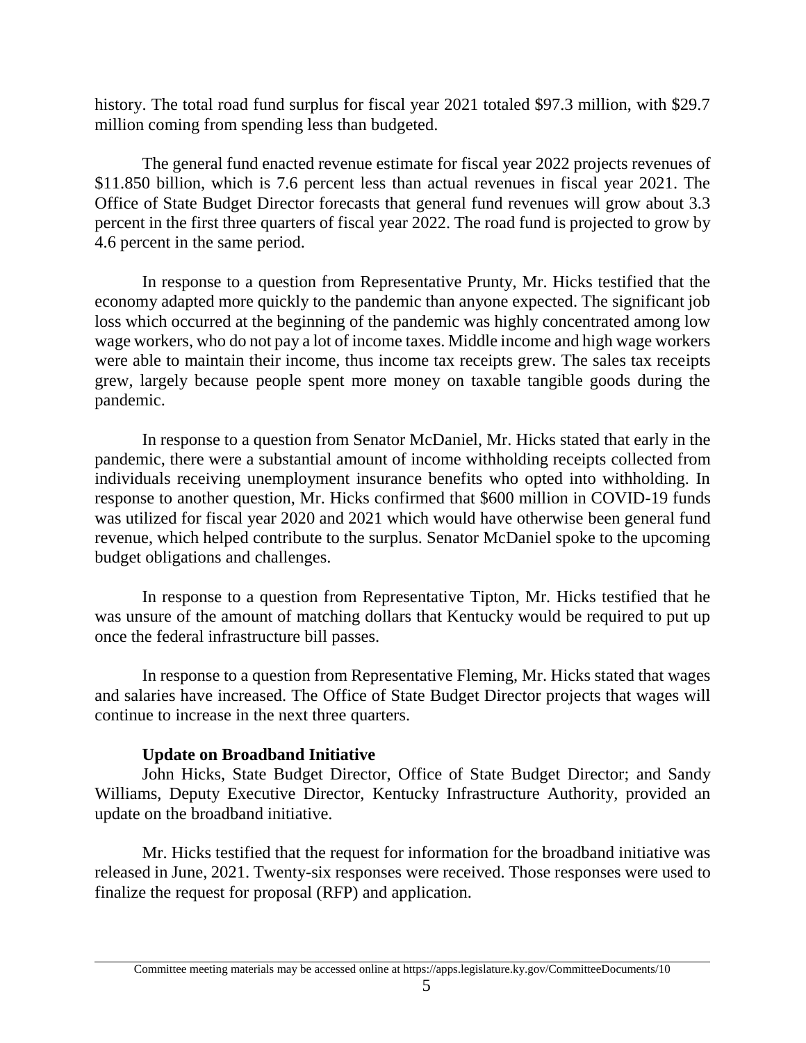history. The total road fund surplus for fiscal year 2021 totaled $97.3 million, with $29.7 million coming from spending less than budgeted.

The general fund enacted revenue estimate for fiscal year 2022 projects revenues of $11.850 billion, which is 7.6 percent less than actual revenues in fiscal year 2021. The Office of State Budget Director forecasts that general fund revenues will grow about 3.3 percent in the first three quarters of fiscal year 2022. The road fund is projected to grow by 4.6 percent in the same period.

In response to a question from Representative Prunty, Mr. Hicks testified that the economy adapted more quickly to the pandemic than anyone expected. The significant job loss which occurred at the beginning of the pandemic was highly concentrated among low wage workers, who do not pay a lot of income taxes. Middle income and high wage workers were able to maintain their income, thus income tax receipts grew. The sales tax receipts grew, largely because people spent more money on taxable tangible goods during the pandemic.

In response to a question from Senator McDaniel, Mr. Hicks stated that early in the pandemic, there were a substantial amount of income withholding receipts collected from individuals receiving unemployment insurance benefits who opted into withholding. In response to another question, Mr. Hicks confirmed that $600 million in COVID-19 funds was utilized for fiscal year 2020 and 2021 which would have otherwise been general fund revenue, which helped contribute to the surplus. Senator McDaniel spoke to the upcoming budget obligations and challenges.

In response to a question from Representative Tipton, Mr. Hicks testified that he was unsure of the amount of matching dollars that Kentucky would be required to put up once the federal infrastructure bill passes.

In response to a question from Representative Fleming, Mr. Hicks stated that wages and salaries have increased. The Office of State Budget Director projects that wages will continue to increase in the next three quarters.

**Update on Broadband Initiative**

John Hicks, State Budget Director, Office of State Budget Director; and Sandy Williams, Deputy Executive Director, Kentucky Infrastructure Authority, provided an update on the broadband initiative.

Mr. Hicks testified that the request for information for the broadband initiative was released in June, 2021. Twenty-six responses were received. Those responses were used to finalize the request for proposal (RFP) and application.

Committee meeting materials may be accessed online at https://apps.legislature.ky.gov/CommitteeDocuments/10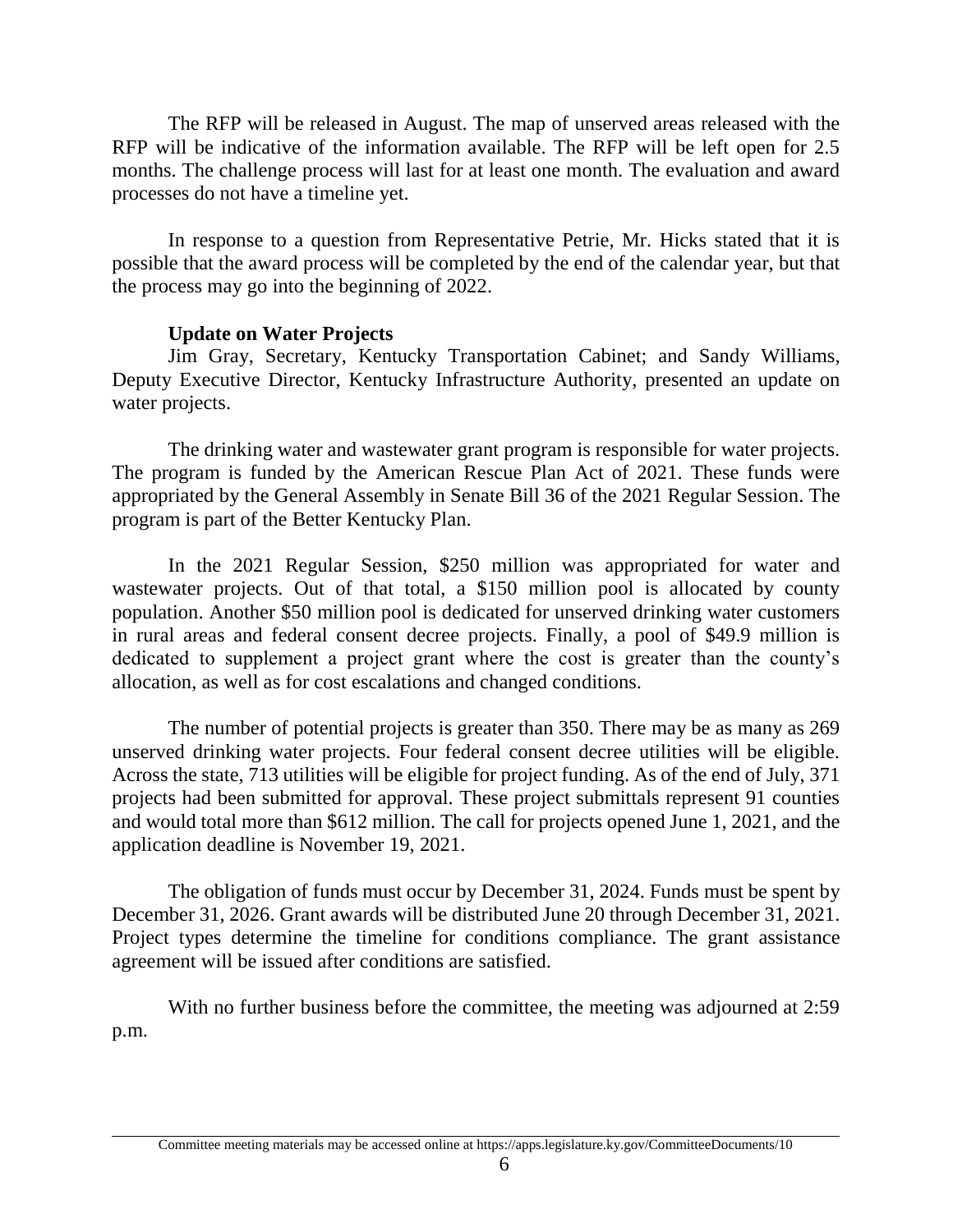The RFP will be released in August. The map of unserved areas released with the RFP will be indicative of the information available. The RFP will be left open for 2.5 months. The challenge process will last for at least one month. The evaluation and award processes do not have a timeline yet.

In response to a question from Representative Petrie, Mr. Hicks stated that it is possible that the award process will be completed by the end of the calendar year, but that the process may go into the beginning of 2022.

**Update on Water Projects**

Jim Gray, Secretary, Kentucky Transportation Cabinet; and Sandy Williams, Deputy Executive Director, Kentucky Infrastructure Authority, presented an update on water projects.

The drinking water and wastewater grant program is responsible for water projects. The program is funded by the American Rescue Plan Act of 2021. These funds were appropriated by the General Assembly in Senate Bill 36 of the 2021 Regular Session. The program is part of the Better Kentucky Plan.

In the 2021 Regular Session, $250 million was appropriated for water and wastewater projects. Out of that total, a $150 million pool is allocated by county population. Another $50 million pool is dedicated for unserved drinking water customers in rural areas and federal consent decree projects. Finally, a pool of $49.9 million is dedicated to supplement a project grant where the cost is greater than the county's allocation, as well as for cost escalations and changed conditions.

The number of potential projects is greater than 350. There may be as many as 269 unserved drinking water projects. Four federal consent decree utilities will be eligible. Across the state, 713 utilities will be eligible for project funding. As of the end of July, 371 projects had been submitted for approval. These project submittals represent 91 counties and would total more than $612 million. The call for projects opened June 1, 2021, and the application deadline is November 19, 2021.

The obligation of funds must occur by December 31, 2024. Funds must be spent by December 31, 2026. Grant awards will be distributed June 20 through December 31, 2021. Project types determine the timeline for conditions compliance. The grant assistance agreement will be issued after conditions are satisfied.

With no further business before the committee, the meeting was adjourned at 2:59 p.m.

Committee meeting materials may be accessed online at https://apps.legislature.ky.gov/CommitteeDocuments/10